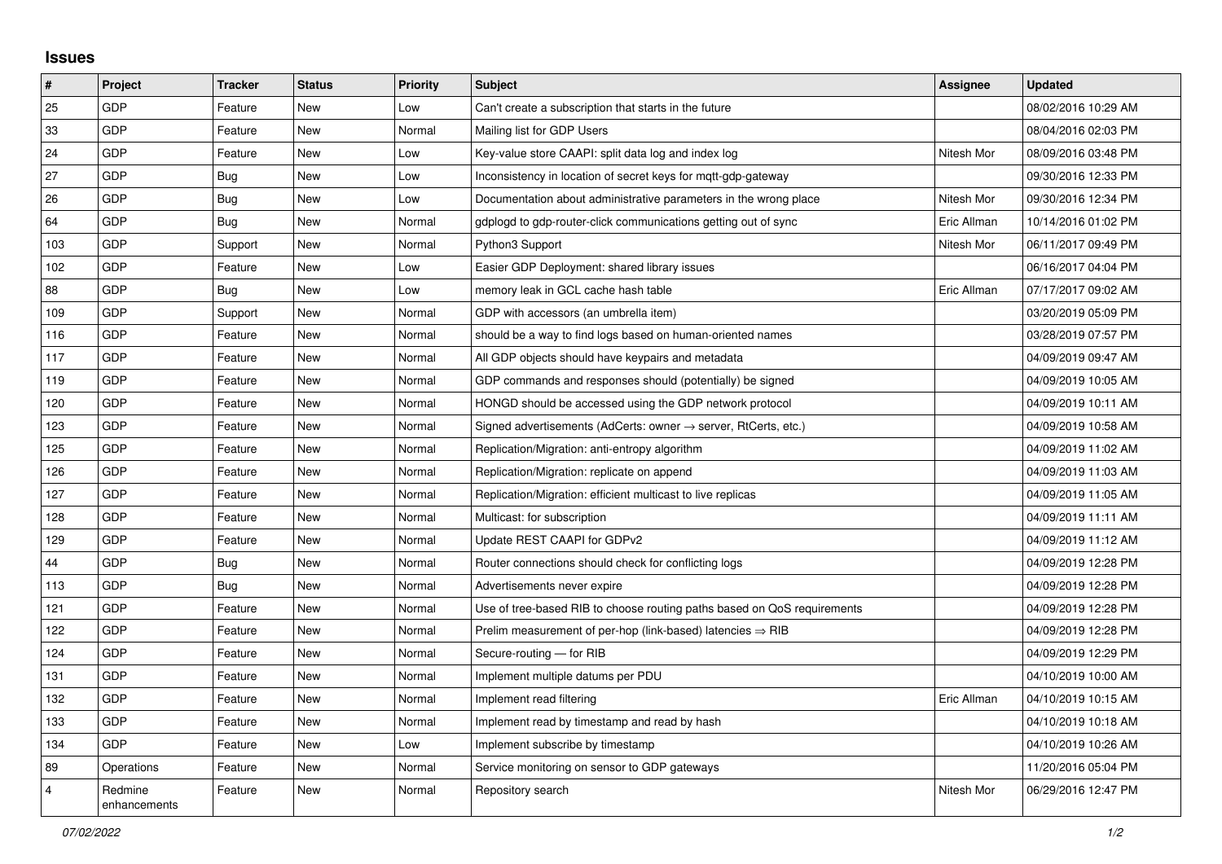## Issues

| # | Project | Tracker | Status | Priority | Subject | Assignee | Updated |
|---|---|---|---|---|---|---|---|
| 25 | GDP | Feature | New | Low | Can't create a subscription that starts in the future | | 08/02/2016 10:29 AM |
| 33 | GDP | Feature | New | Normal | Mailing list for GDP Users | | 08/04/2016 02:03 PM |
| 24 | GDP | Feature | New | Low | Key-value store CAAPI: split data log and index log | Nitesh Mor | 08/09/2016 03:48 PM |
| 27 | GDP | Bug | New | Low | Inconsistency in location of secret keys for mqtt-gdp-gateway | | 09/30/2016 12:33 PM |
| 26 | GDP | Bug | New | Low | Documentation about administrative parameters in the wrong place | Nitesh Mor | 09/30/2016 12:34 PM |
| 64 | GDP | Bug | New | Normal | gdplogd to gdp-router-click communications getting out of sync | Eric Allman | 10/14/2016 01:02 PM |
| 103 | GDP | Support | New | Normal | Python3 Support | Nitesh Mor | 06/11/2017 09:49 PM |
| 102 | GDP | Feature | New | Low | Easier GDP Deployment: shared library issues | | 06/16/2017 04:04 PM |
| 88 | GDP | Bug | New | Low | memory leak in GCL cache hash table | Eric Allman | 07/17/2017 09:02 AM |
| 109 | GDP | Support | New | Normal | GDP with accessors (an umbrella item) | | 03/20/2019 05:09 PM |
| 116 | GDP | Feature | New | Normal | should be a way to find logs based on human-oriented names | | 03/28/2019 07:57 PM |
| 117 | GDP | Feature | New | Normal | All GDP objects should have keypairs and metadata | | 04/09/2019 09:47 AM |
| 119 | GDP | Feature | New | Normal | GDP commands and responses should (potentially) be signed | | 04/09/2019 10:05 AM |
| 120 | GDP | Feature | New | Normal | HONGD should be accessed using the GDP network protocol | | 04/09/2019 10:11 AM |
| 123 | GDP | Feature | New | Normal | Signed advertisements (AdCerts: owner → server, RtCerts, etc.) | | 04/09/2019 10:58 AM |
| 125 | GDP | Feature | New | Normal | Replication/Migration: anti-entropy algorithm | | 04/09/2019 11:02 AM |
| 126 | GDP | Feature | New | Normal | Replication/Migration: replicate on append | | 04/09/2019 11:03 AM |
| 127 | GDP | Feature | New | Normal | Replication/Migration: efficient multicast to live replicas | | 04/09/2019 11:05 AM |
| 128 | GDP | Feature | New | Normal | Multicast: for subscription | | 04/09/2019 11:11 AM |
| 129 | GDP | Feature | New | Normal | Update REST CAAPI for GDPv2 | | 04/09/2019 11:12 AM |
| 44 | GDP | Bug | New | Normal | Router connections should check for conflicting logs | | 04/09/2019 12:28 PM |
| 113 | GDP | Bug | New | Normal | Advertisements never expire | | 04/09/2019 12:28 PM |
| 121 | GDP | Feature | New | Normal | Use of tree-based RIB to choose routing paths based on QoS requirements | | 04/09/2019 12:28 PM |
| 122 | GDP | Feature | New | Normal | Prelim measurement of per-hop (link-based) latencies ⇒ RIB | | 04/09/2019 12:28 PM |
| 124 | GDP | Feature | New | Normal | Secure-routing — for RIB | | 04/09/2019 12:29 PM |
| 131 | GDP | Feature | New | Normal | Implement multiple datums per PDU | | 04/10/2019 10:00 AM |
| 132 | GDP | Feature | New | Normal | Implement read filtering | Eric Allman | 04/10/2019 10:15 AM |
| 133 | GDP | Feature | New | Normal | Implement read by timestamp and read by hash | | 04/10/2019 10:18 AM |
| 134 | GDP | Feature | New | Low | Implement subscribe by timestamp | | 04/10/2019 10:26 AM |
| 89 | Operations | Feature | New | Normal | Service monitoring on sensor to GDP gateways | | 11/20/2016 05:04 PM |
| 4 | Redmine enhancements | Feature | New | Normal | Repository search | Nitesh Mor | 06/29/2016 12:47 PM |

*07/02/2022*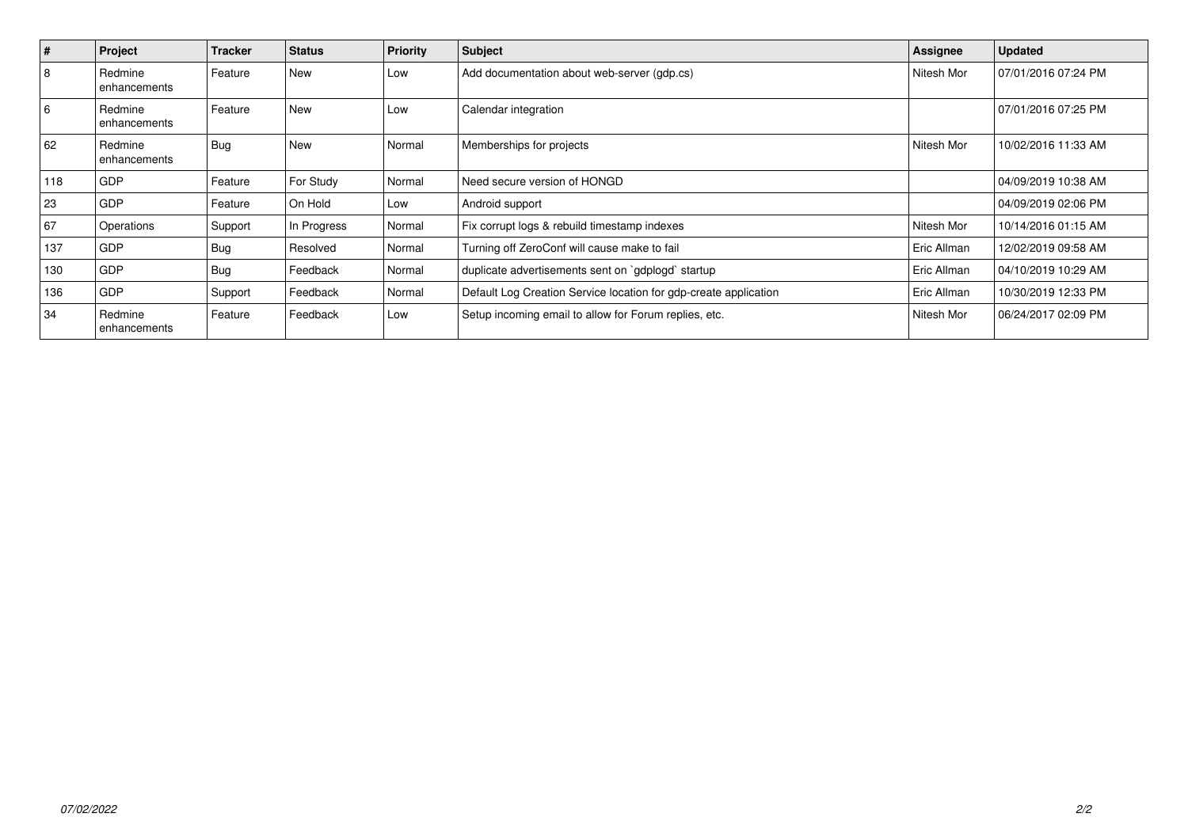| # | Project | Tracker | Status | Priority | Subject | Assignee | Updated |
|---|---|---|---|---|---|---|---|
| 8 | Redmine enhancements | Feature | New | Low | Add documentation about web-server (gdp.cs) | Nitesh Mor | 07/01/2016 07:24 PM |
| 6 | Redmine enhancements | Feature | New | Low | Calendar integration | | 07/01/2016 07:25 PM |
| 62 | Redmine enhancements | Bug | New | Normal | Memberships for projects | Nitesh Mor | 10/02/2016 11:33 AM |
| 118 | GDP | Feature | For Study | Normal | Need secure version of HONGD | | 04/09/2019 10:38 AM |
| 23 | GDP | Feature | On Hold | Low | Android support | | 04/09/2019 02:06 PM |
| 67 | Operations | Support | In Progress | Normal | Fix corrupt logs & rebuild timestamp indexes | Nitesh Mor | 10/14/2016 01:15 AM |
| 137 | GDP | Bug | Resolved | Normal | Turning off ZeroConf will cause make to fail | Eric Allman | 12/02/2019 09:58 AM |
| 130 | GDP | Bug | Feedback | Normal | duplicate advertisements sent on `gdplogd` startup | Eric Allman | 04/10/2019 10:29 AM |
| 136 | GDP | Support | Feedback | Normal | Default Log Creation Service location for gdp-create application | Eric Allman | 10/30/2019 12:33 PM |
| 34 | Redmine enhancements | Feature | Feedback | Low | Setup incoming email to allow for Forum replies, etc. | Nitesh Mor | 06/24/2017 02:09 PM |